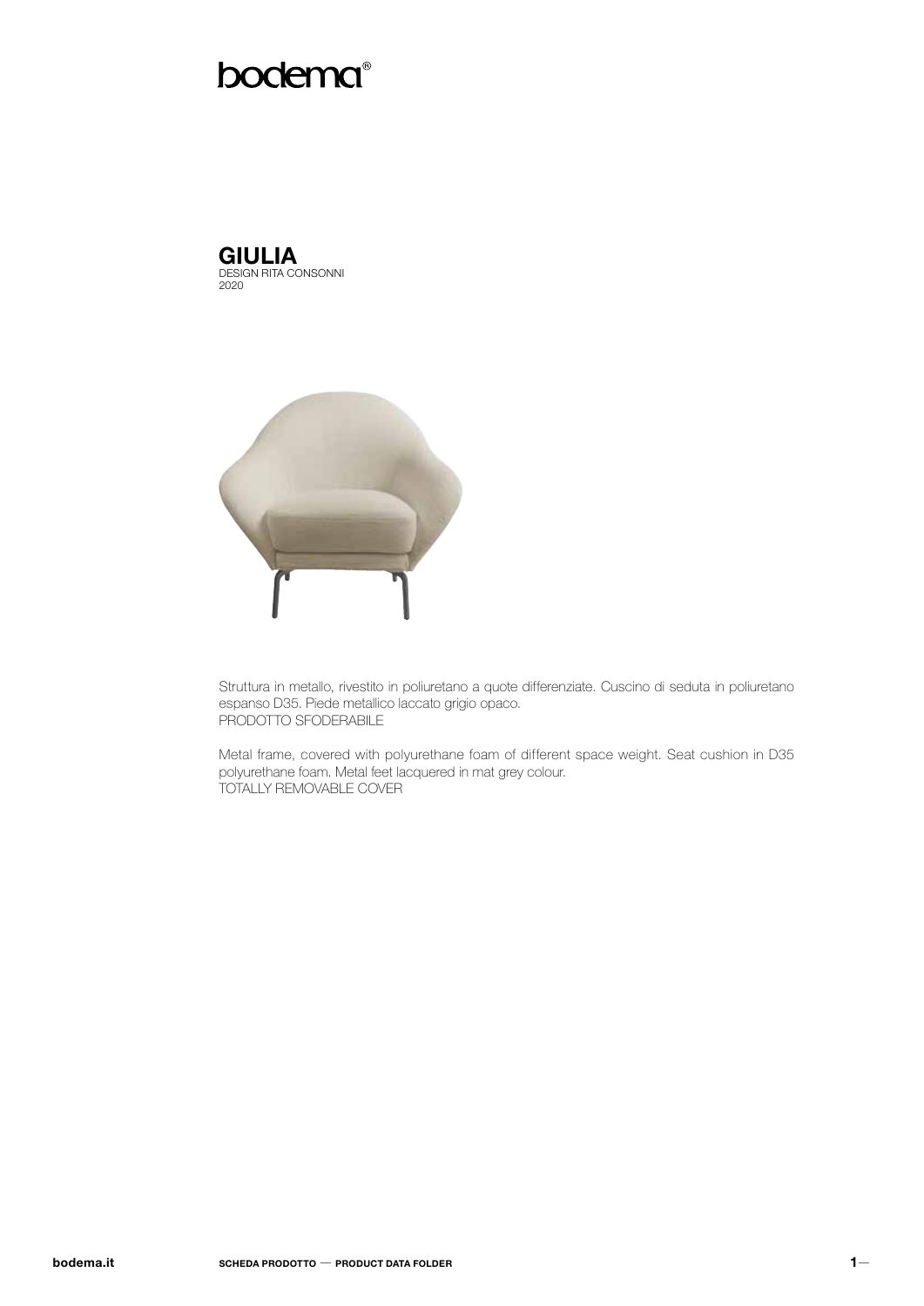bodema®

# GIULIA

DESIGN RITA CONSONNI
2020

Struttura in metallo, rivestito in poliuretano a quote differenziate. Cuscino di seduta in poliuretano espanso D35. Piede metallico laccato grigio opaco.
PRODOTTO SFODERABILE

Metal frame, covered with polyurethane foam of different space weight. Seat cushion in D35 polyurethane foam. Metal feet lacquered in mat grey colour.
TOTALLY REMOVABLE COVER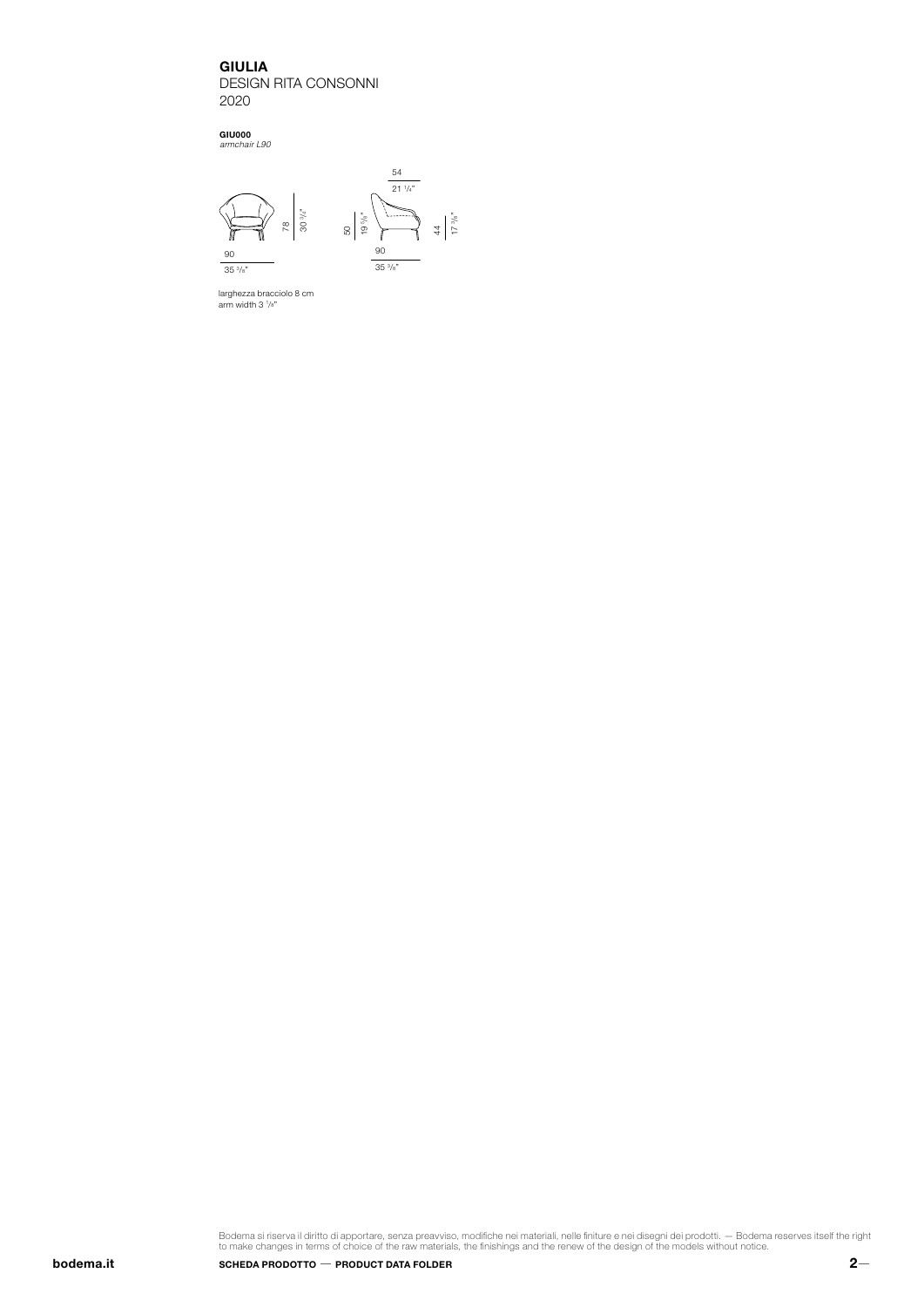## GIULIA

DESIGN RITA CONSONNI

2020

**GIU000**

*armchair L90*

54

21 1/4"

78

30 3/4"

50

19 5/8"

44

17 3/8"

90

35 3/8"

90

35 3/8"

larghezza bracciolo 8 cm

arm width 3 1/8"

Bodema si riserva il diritto di apportare, senza preavviso, modifiche nei materiali, nelle finiture e nei disegni dei prodotti. — Bodema reserves itself the right to make changes in terms of choice of the raw materials, the finishings and the renew of the design of the models without notice.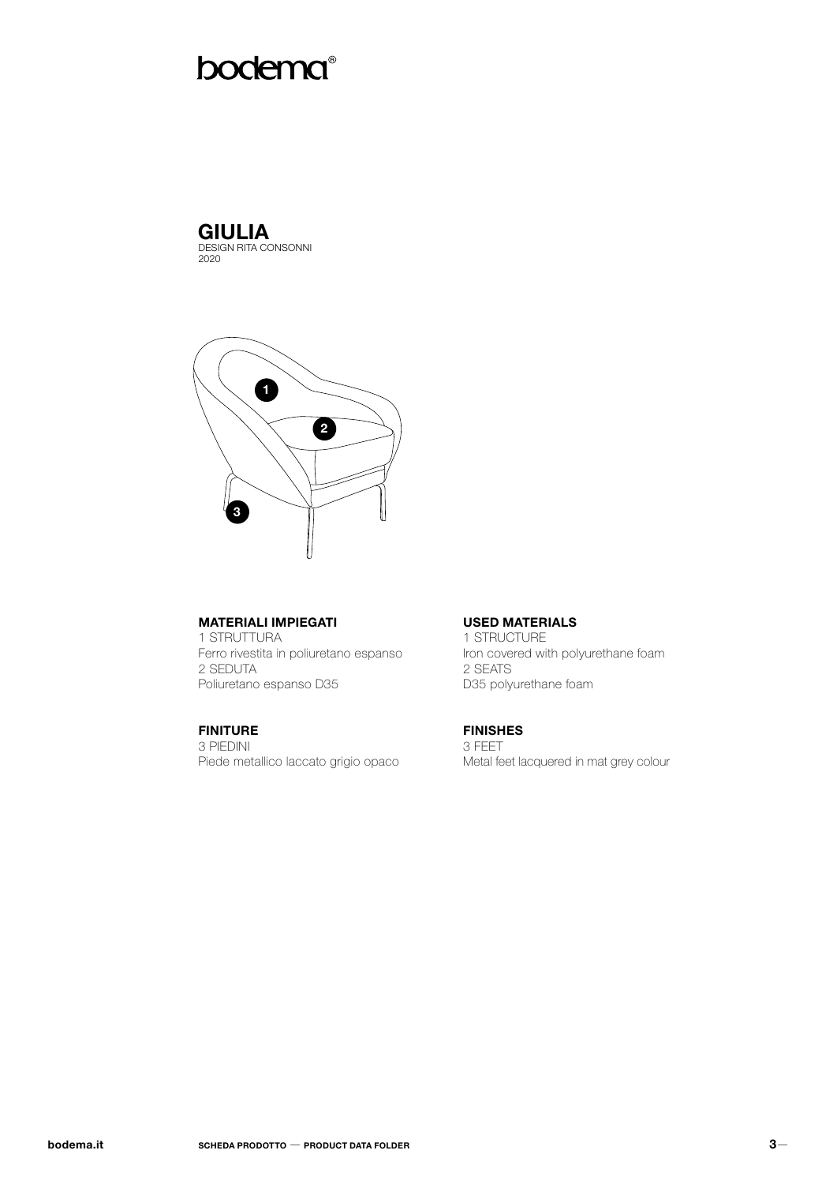# GIULIA

DESIGN RITA CONSONNI
2020

1

2

3

### MATERIALI IMPIEGATI

1 STRUTTURA
Ferro rivestita in poliuretano espanso
2 SEDUTA
Poliuretano espanso D35

### FINITURE

3 PIEDINI
Piede metallico laccato grigio opaco

### USED MATERIALS

1 STRUCTURE
Iron covered with polyurethane foam
2 SEATS
D35 polyurethane foam

### FINISHES

3 FEET
Metal feet lacquered in mat grey colour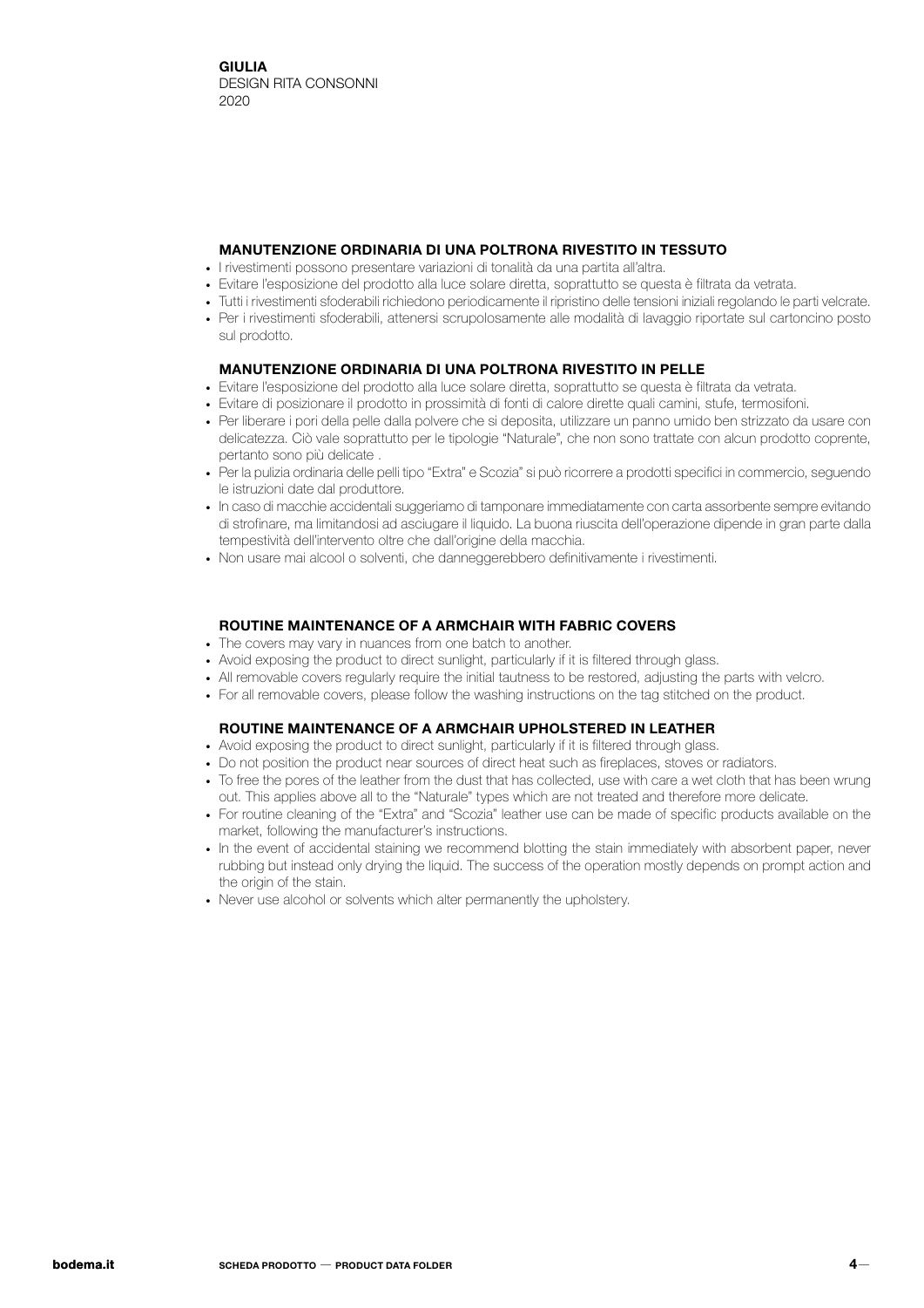**GIULIA**
DESIGN RITA CONSONNI
2020

### MANUTENZIONE ORDINARIA DI UNA POLTRONA RIVESTITO IN TESSUTO

- I rivestimenti possono presentare variazioni di tonalità da una partita all'altra.
- Evitare l'esposizione del prodotto alla luce solare diretta, soprattutto se questa è filtrata da vetrata.
- Tutti i rivestimenti sfoderabili richiedono periodicamente il ripristino delle tensioni iniziali regolando le parti velcrate.
- Per i rivestimenti sfoderabili, attenersi scrupolosamente alle modalità di lavaggio riportate sul cartoncino posto sul prodotto.

### MANUTENZIONE ORDINARIA DI UNA POLTRONA RIVESTITO IN PELLE

- Evitare l'esposizione del prodotto alla luce solare diretta, soprattutto se questa è filtrata da vetrata.
- Evitare di posizionare il prodotto in prossimità di fonti di calore dirette quali camini, stufe, termosifoni.
- Per liberare i pori della pelle dalla polvere che si deposita, utilizzare un panno umido ben strizzato da usare con delicatezza. Ciò vale soprattutto per le tipologie "Naturale", che non sono trattate con alcun prodotto coprente, pertanto sono più delicate .
- Per la pulizia ordinaria delle pelli tipo "Extra" e Scozia" si può ricorrere a prodotti specifici in commercio, seguendo le istruzioni date dal produttore.
- In caso di macchie accidentali suggeriamo di tamponare immediatamente con carta assorbente sempre evitando di strofinare, ma limitandosi ad asciugare il liquido. La buona riuscita dell'operazione dipende in gran parte dalla tempestività dell'intervento oltre che dall'origine della macchia.
- Non usare mai alcool o solventi, che danneggerebbero definitivamente i rivestimenti.

### ROUTINE MAINTENANCE OF A ARMCHAIR WITH FABRIC COVERS

- The covers may vary in nuances from one batch to another.
- Avoid exposing the product to direct sunlight, particularly if it is filtered through glass.
- All removable covers regularly require the initial tautness to be restored, adjusting the parts with velcro.
- For all removable covers, please follow the washing instructions on the tag stitched on the product.

### ROUTINE MAINTENANCE OF A ARMCHAIR UPHOLSTERED IN LEATHER

- Avoid exposing the product to direct sunlight, particularly if it is filtered through glass.
- Do not position the product near sources of direct heat such as fireplaces, stoves or radiators.
- To free the pores of the leather from the dust that has collected, use with care a wet cloth that has been wrung out. This applies above all to the "Naturale" types which are not treated and therefore more delicate.
- For routine cleaning of the "Extra" and "Scozia" leather use can be made of specific products available on the market, following the manufacturer's instructions.
- In the event of accidental staining we recommend blotting the stain immediately with absorbent paper, never rubbing but instead only drying the liquid. The success of the operation mostly depends on prompt action and the origin of the stain.
- Never use alcohol or solvents which alter permanently the upholstery.